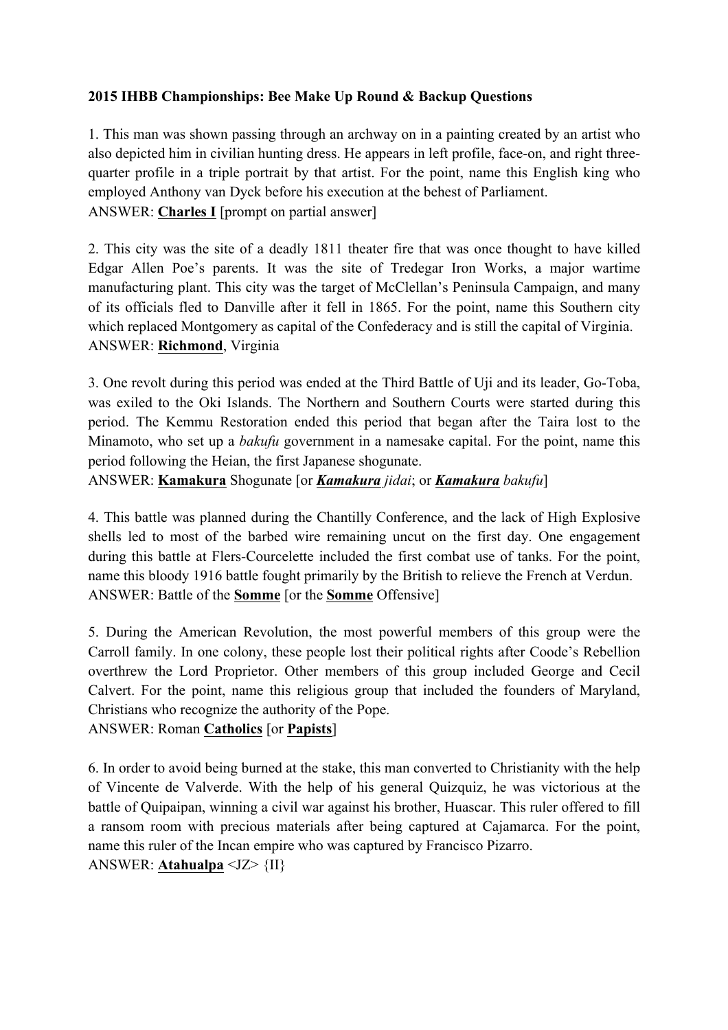**2015 IHBB Championships: Bee Make Up Round & Backup Questions**

1. This man was shown passing through an archway on in a painting created by an artist who also depicted him in civilian hunting dress. He appears in left profile, face-on, and right three-quarter profile in a triple portrait by that artist. For the point, name this English king who employed Anthony van Dyck before his execution at the behest of Parliament.
ANSWER: **Charles I** [prompt on partial answer]

2. This city was the site of a deadly 1811 theater fire that was once thought to have killed Edgar Allen Poe's parents. It was the site of Tredegar Iron Works, a major wartime manufacturing plant. This city was the target of McClellan's Peninsula Campaign, and many of its officials fled to Danville after it fell in 1865. For the point, name this Southern city which replaced Montgomery as capital of the Confederacy and is still the capital of Virginia.
ANSWER: **Richmond**, Virginia

3. One revolt during this period was ended at the Third Battle of Uji and its leader, Go-Toba, was exiled to the Oki Islands. The Northern and Southern Courts were started during this period. The Kemmu Restoration ended this period that began after the Taira lost to the Minamoto, who set up a *bakufu* government in a namesake capital. For the point, name this period following the Heian, the first Japanese shogunate.
ANSWER: **Kamakura** Shogunate [or ***Kamakura*** *jidai*; or ***Kamakura*** *bakufu*]

4. This battle was planned during the Chantilly Conference, and the lack of High Explosive shells led to most of the barbed wire remaining uncut on the first day. One engagement during this battle at Flers-Courcelette included the first combat use of tanks. For the point, name this bloody 1916 battle fought primarily by the British to relieve the French at Verdun.
ANSWER: Battle of the **Somme** [or the **Somme** Offensive]

5. During the American Revolution, the most powerful members of this group were the Carroll family. In one colony, these people lost their political rights after Coode's Rebellion overthrew the Lord Proprietor. Other members of this group included George and Cecil Calvert. For the point, name this religious group that included the founders of Maryland, Christians who recognize the authority of the Pope.
ANSWER: Roman **Catholics** [or **Papists**]

6. In order to avoid being burned at the stake, this man converted to Christianity with the help of Vincente de Valverde. With the help of his general Quizquiz, he was victorious at the battle of Quipaipan, winning a civil war against his brother, Huascar. This ruler offered to fill a ransom room with precious materials after being captured at Cajamarca. For the point, name this ruler of the Incan empire who was captured by Francisco Pizarro.
ANSWER: **Atahualpa** <JZ> {II}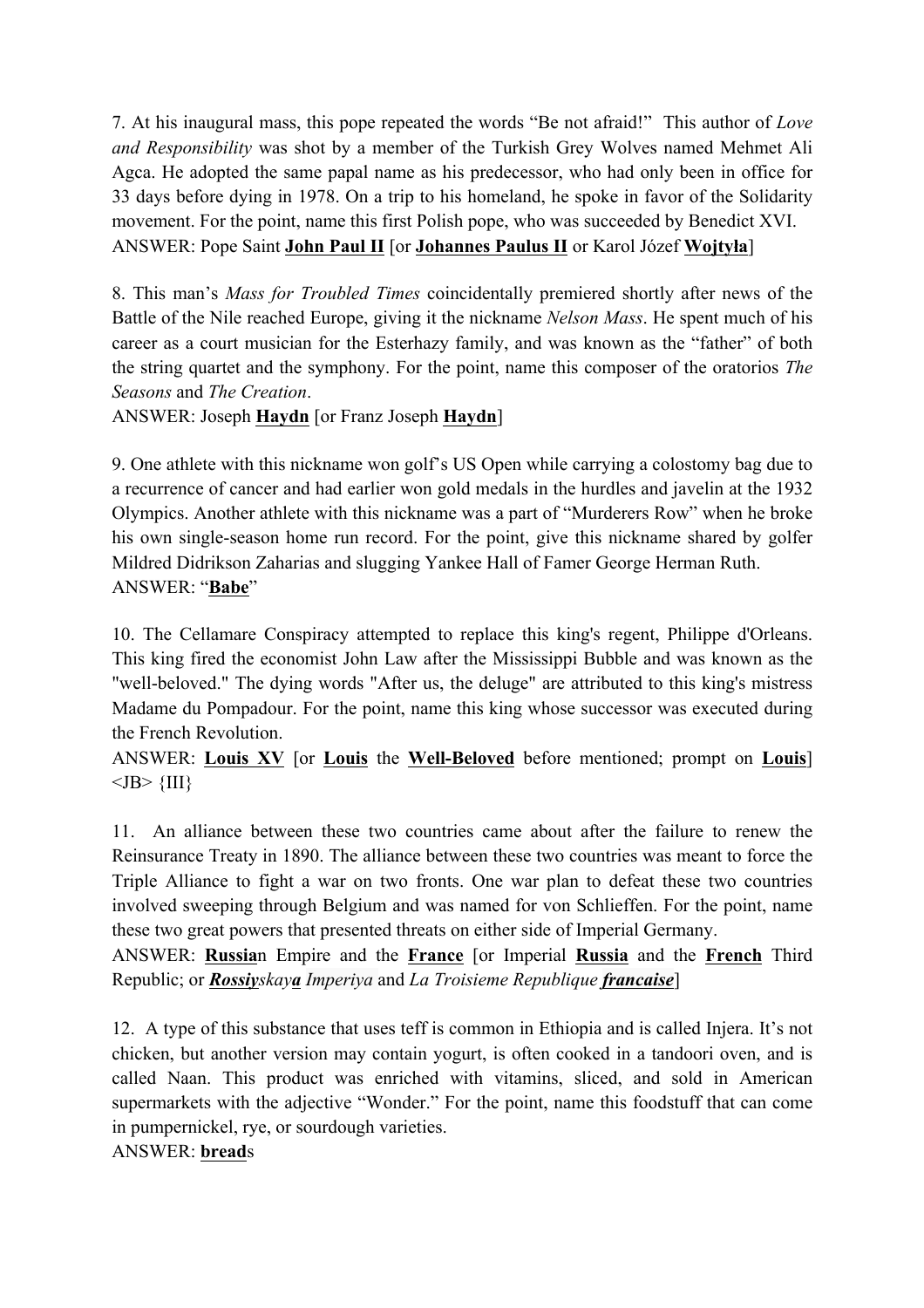7. At his inaugural mass, this pope repeated the words "Be not afraid!" This author of *Love and Responsibility* was shot by a member of the Turkish Grey Wolves named Mehmet Ali Agca. He adopted the same papal name as his predecessor, who had only been in office for 33 days before dying in 1978. On a trip to his homeland, he spoke in favor of the Solidarity movement. For the point, name this first Polish pope, who was succeeded by Benedict XVI.
ANSWER: Pope Saint **John Paul II** [or **Johannes Paulus II** or Karol Józef **Wojtyła**]

8. This man's *Mass for Troubled Times* coincidentally premiered shortly after news of the Battle of the Nile reached Europe, giving it the nickname *Nelson Mass*. He spent much of his career as a court musician for the Esterhazy family, and was known as the "father" of both the string quartet and the symphony. For the point, name this composer of the oratorios *The Seasons* and *The Creation*.
ANSWER: Joseph **Haydn** [or Franz Joseph **Haydn**]

9. One athlete with this nickname won golf's US Open while carrying a colostomy bag due to a recurrence of cancer and had earlier won gold medals in the hurdles and javelin at the 1932 Olympics. Another athlete with this nickname was a part of "Murderers Row" when he broke his own single-season home run record. For the point, give this nickname shared by golfer Mildred Didrikson Zaharias and slugging Yankee Hall of Famer George Herman Ruth.
ANSWER: "**Babe**"

10. The Cellamare Conspiracy attempted to replace this king's regent, Philippe d'Orleans. This king fired the economist John Law after the Mississippi Bubble and was known as the "well-beloved." The dying words "After us, the deluge" are attributed to this king's mistress Madame du Pompadour. For the point, name this king whose successor was executed during the French Revolution.
ANSWER: **Louis XV** [or **Louis** the **Well-Beloved** before mentioned; prompt on **Louis**] <JB> {III}

11. An alliance between these two countries came about after the failure to renew the Reinsurance Treaty in 1890. The alliance between these two countries was meant to force the Triple Alliance to fight a war on two fronts. One war plan to defeat these two countries involved sweeping through Belgium and was named for von Schlieffen. For the point, name these two great powers that presented threats on either side of Imperial Germany.
ANSWER: **Russia**n Empire and the **France** [or Imperial **Russia** and the **French** Third Republic; or ***Rossiy****skay****a*** *Imperiya* and *La Troisieme Republique* ***francaise***]

12. A type of this substance that uses teff is common in Ethiopia and is called Injera. It's not chicken, but another version may contain yogurt, is often cooked in a tandoori oven, and is called Naan. This product was enriched with vitamins, sliced, and sold in American supermarkets with the adjective "Wonder." For the point, name this foodstuff that can come in pumpernickel, rye, or sourdough varieties.
ANSWER: **bread**s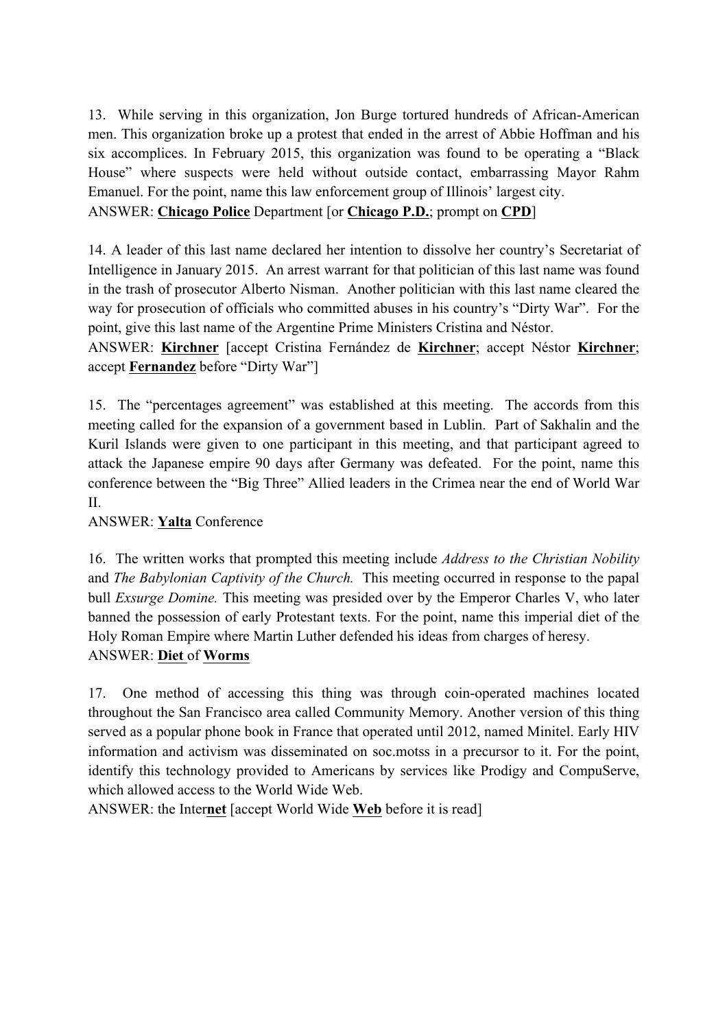13. While serving in this organization, Jon Burge tortured hundreds of African-American men. This organization broke up a protest that ended in the arrest of Abbie Hoffman and his six accomplices. In February 2015, this organization was found to be operating a "Black House" where suspects were held without outside contact, embarrassing Mayor Rahm Emanuel. For the point, name this law enforcement group of Illinois' largest city.

ANSWER: **Chicago Police** Department [or **Chicago P.D.**; prompt on **CPD**]

14. A leader of this last name declared her intention to dissolve her country's Secretariat of Intelligence in January 2015. An arrest warrant for that politician of this last name was found in the trash of prosecutor Alberto Nisman. Another politician with this last name cleared the way for prosecution of officials who committed abuses in his country's "Dirty War". For the point, give this last name of the Argentine Prime Ministers Cristina and Néstor.

ANSWER: **Kirchner** [accept Cristina Fernández de **Kirchner**; accept Néstor **Kirchner**; accept **Fernandez** before "Dirty War"]

15. The "percentages agreement" was established at this meeting. The accords from this meeting called for the expansion of a government based in Lublin. Part of Sakhalin and the Kuril Islands were given to one participant in this meeting, and that participant agreed to attack the Japanese empire 90 days after Germany was defeated. For the point, name this conference between the "Big Three" Allied leaders in the Crimea near the end of World War II.

ANSWER: **Yalta** Conference

16. The written works that prompted this meeting include *Address to the Christian Nobility* and *The Babylonian Captivity of the Church.* This meeting occurred in response to the papal bull *Exsurge Domine.* This meeting was presided over by the Emperor Charles V, who later banned the possession of early Protestant texts. For the point, name this imperial diet of the Holy Roman Empire where Martin Luther defended his ideas from charges of heresy.

ANSWER: **Diet** of **Worms**

17. One method of accessing this thing was through coin-operated machines located throughout the San Francisco area called Community Memory. Another version of this thing served as a popular phone book in France that operated until 2012, named Minitel. Early HIV information and activism was disseminated on soc.motss in a precursor to it. For the point, identify this technology provided to Americans by services like Prodigy and CompuServe, which allowed access to the World Wide Web.

ANSWER: the Inter**net** [accept World Wide **Web** before it is read]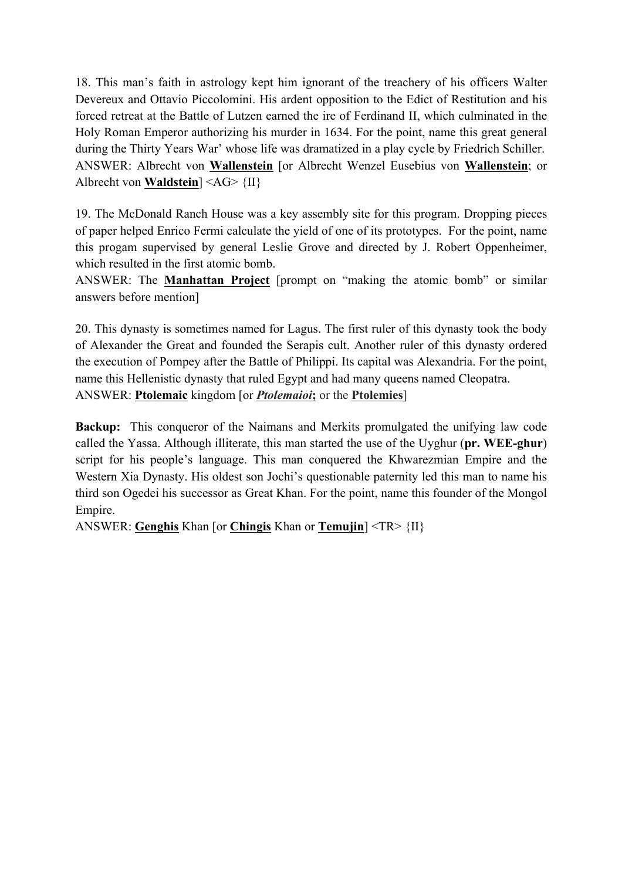18. This man's faith in astrology kept him ignorant of the treachery of his officers Walter Devereux and Ottavio Piccolomini. His ardent opposition to the Edict of Restitution and his forced retreat at the Battle of Lutzen earned the ire of Ferdinand II, which culminated in the Holy Roman Emperor authorizing his murder in 1634. For the point, name this great general during the Thirty Years War' whose life was dramatized in a play cycle by Friedrich Schiller.
ANSWER: Albrecht von **Wallenstein** [or Albrecht Wenzel Eusebius von **Wallenstein**; or Albrecht von **Waldstein**] <AG> {II}

19. The McDonald Ranch House was a key assembly site for this program. Dropping pieces of paper helped Enrico Fermi calculate the yield of one of its prototypes. For the point, name this progam supervised by general Leslie Grove and directed by J. Robert Oppenheimer, which resulted in the first atomic bomb.
ANSWER: The **Manhattan Project** [prompt on "making the atomic bomb" or similar answers before mention]

20. This dynasty is sometimes named for Lagus. The first ruler of this dynasty took the body of Alexander the Great and founded the Serapis cult. Another ruler of this dynasty ordered the execution of Pompey after the Battle of Philippi. Its capital was Alexandria. For the point, name this Hellenistic dynasty that ruled Egypt and had many queens named Cleopatra.
ANSWER: **Ptolemaic** kingdom [or ***Ptolemaioi*;** or the **Ptolemies**]

**Backup:** This conqueror of the Naimans and Merkits promulgated the unifying law code called the Yassa. Although illiterate, this man started the use of the Uyghur (**pr. WEE-ghur**) script for his people's language. This man conquered the Khwarezmian Empire and the Western Xia Dynasty. His oldest son Jochi's questionable paternity led this man to name his third son Ogedei his successor as Great Khan. For the point, name this founder of the Mongol Empire.
ANSWER: **Genghis** Khan [or **Chingis** Khan or **Temujin**] <TR> {II}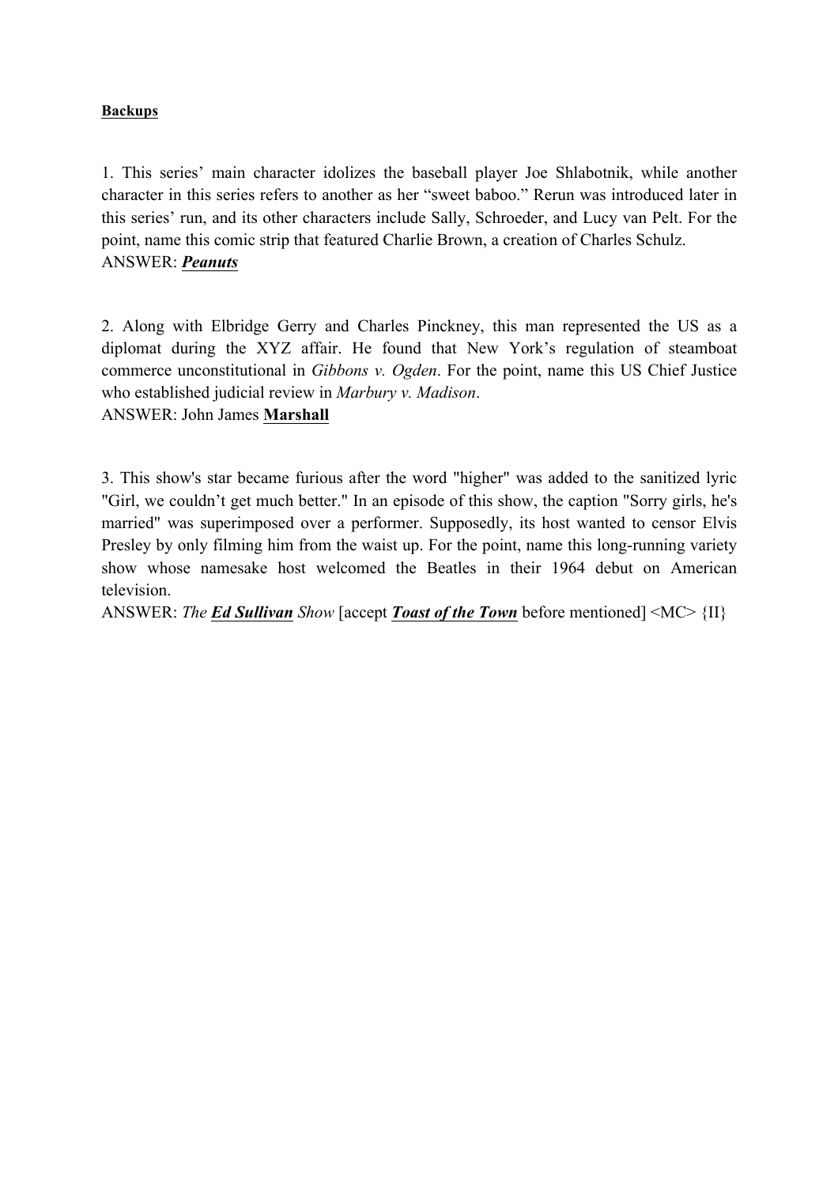**<u>Backups</u>**

1. This series' main character idolizes the baseball player Joe Shlabotnik, while another character in this series refers to another as her "sweet baboo." Rerun was introduced later in this series' run, and its other characters include Sally, Schroeder, and Lucy van Pelt. For the point, name this comic strip that featured Charlie Brown, a creation of Charles Schulz.
ANSWER: ***<u>Peanuts</u>***

2. Along with Elbridge Gerry and Charles Pinckney, this man represented the US as a diplomat during the XYZ affair. He found that New York's regulation of steamboat commerce unconstitutional in *Gibbons v. Ogden*. For the point, name this US Chief Justice who established judicial review in *Marbury v. Madison*.
ANSWER: John James **<u>Marshall</u>**

3. This show's star became furious after the word "higher" was added to the sanitized lyric "Girl, we couldn't get much better." In an episode of this show, the caption "Sorry girls, he's married" was superimposed over a performer. Supposedly, its host wanted to censor Elvis Presley by only filming him from the waist up. For the point, name this long-running variety show whose namesake host welcomed the Beatles in their 1964 debut on American television.
ANSWER: *The **<u>Ed Sullivan</u>** Show* [accept ***<u>Toast of the Town</u>*** before mentioned] <MC> {II}